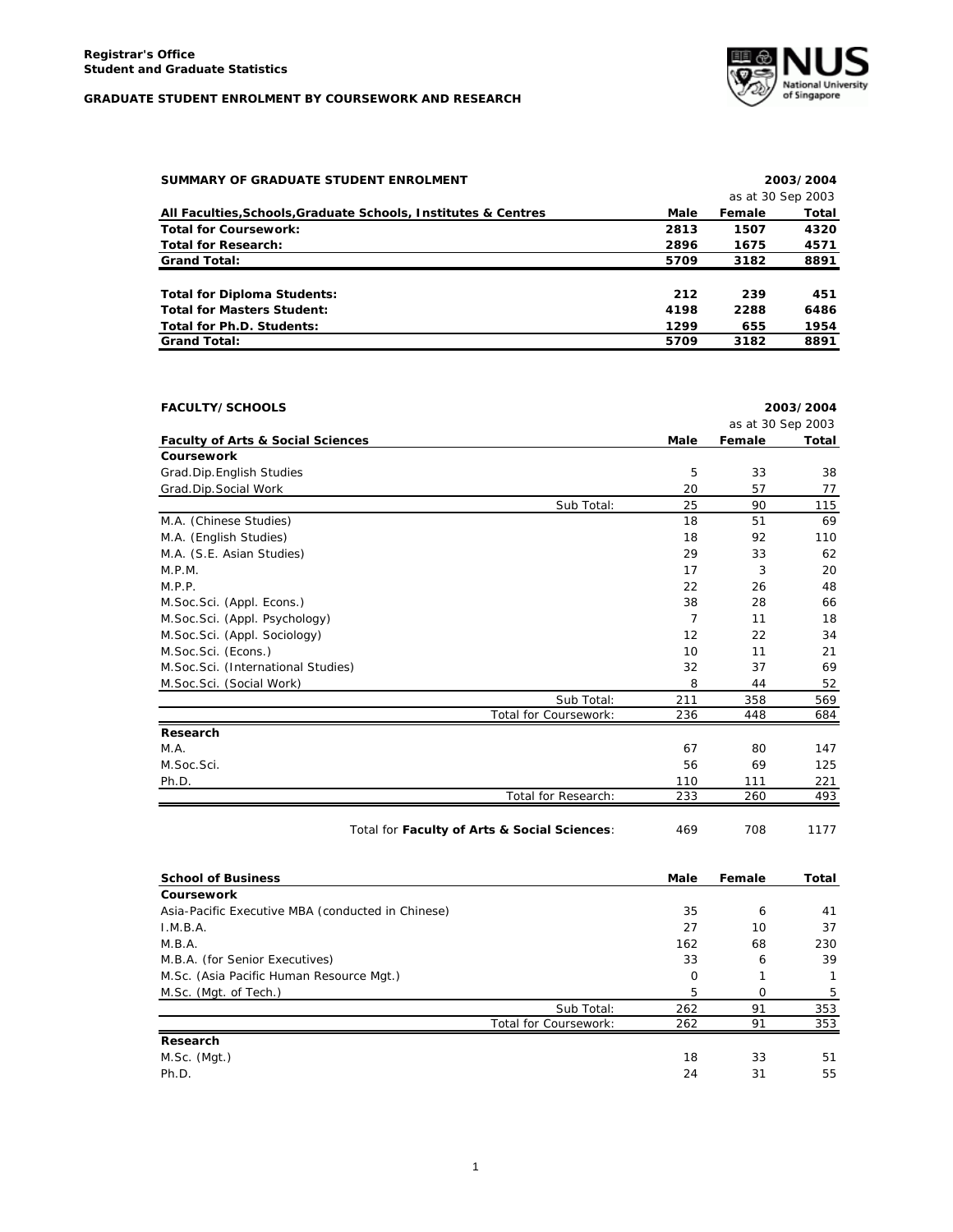**Registrar's Office**
**Student and Graduate Statistics**

**GRADUATE STUDENT ENROLMENT BY COURSEWORK AND RESEARCH**

**SUMMARY OF GRADUATE STUDENT ENROLMENT** — **2003/2004** as at 30 Sep 2003

| All Faculties,Schools,Graduate Schools, Institutes & Centres | Male | Female | Total |
|---|---|---|---|
| **Total for Coursework:** | **2813** | **1507** | **4320** |
| **Total for Research:** | **2896** | **1675** | **4571** |
| **Grand Total:** | **5709** | **3182** | **8891** |
| | | | |
| **Total for Diploma Students:** | **212** | **239** | **451** |
| **Total for Masters Student:** | **4198** | **2288** | **6486** |
| **Total for Ph.D. Students:** | **1299** | **655** | **1954** |
| **Grand Total:** | **5709** | **3182** | **8891** |

**FACULTY/SCHOOLS** — **2003/2004** as at 30 Sep 2003

| Faculty of Arts & Social Sciences | Male | Female | Total |
|---|---|---|---|
| **Coursework** | | | |
| Grad.Dip.English Studies | 5 | 33 | 38 |
| Grad.Dip.Social Work | 20 | 57 | 77 |
| Sub Total: | 25 | 90 | 115 |
| M.A. (Chinese Studies) | 18 | 51 | 69 |
| M.A. (English Studies) | 18 | 92 | 110 |
| M.A. (S.E. Asian Studies) | 29 | 33 | 62 |
| M.P.M. | 17 | 3 | 20 |
| M.P.P. | 22 | 26 | 48 |
| M.Soc.Sci. (Appl. Econs.) | 38 | 28 | 66 |
| M.Soc.Sci. (Appl. Psychology) | 7 | 11 | 18 |
| M.Soc.Sci. (Appl. Sociology) | 12 | 22 | 34 |
| M.Soc.Sci. (Econs.) | 10 | 11 | 21 |
| M.Soc.Sci. (International Studies) | 32 | 37 | 69 |
| M.Soc.Sci. (Social Work) | 8 | 44 | 52 |
| Sub Total: | 211 | 358 | 569 |
| Total for Coursework: | 236 | 448 | 684 |
| **Research** | | | |
| M.A. | 67 | 80 | 147 |
| M.Soc.Sci. | 56 | 69 | 125 |
| Ph.D. | 110 | 111 | 221 |
| Total for Research: | 233 | 260 | 493 |
| Total for **Faculty of Arts & Social Sciences**: | 469 | 708 | 1177 |

| School of Business | Male | Female | Total |
|---|---|---|---|
| **Coursework** | | | |
| Asia-Pacific Executive MBA (conducted in Chinese) | 35 | 6 | 41 |
| I.M.B.A. | 27 | 10 | 37 |
| M.B.A. | 162 | 68 | 230 |
| M.B.A. (for Senior Executives) | 33 | 6 | 39 |
| M.Sc. (Asia Pacific Human Resource Mgt.) | 0 | 1 | 1 |
| M.Sc. (Mgt. of Tech.) | 5 | 0 | 5 |
| Sub Total: | 262 | 91 | 353 |
| Total for Coursework: | 262 | 91 | 353 |
| **Research** | | | |
| M.Sc. (Mgt.) | 18 | 33 | 51 |
| Ph.D. | 24 | 31 | 55 |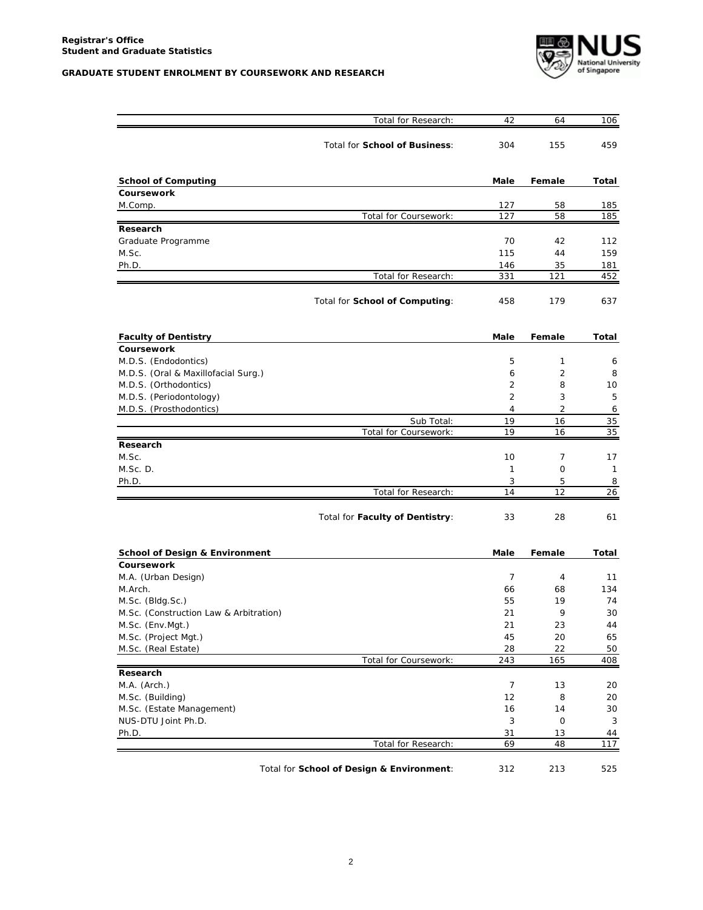| | Male | Female | Total |
|---|---|---|---|
| Total for Research: | 42 | 64 | 106 |
| Total for **School of Business**: | 304 | 155 | 459 |

| **School of Computing** | **Male** | **Female** | **Total** |
|---|---|---|---|
| **Coursework** | | | |
| M.Comp. | 127 | 58 | 185 |
| Total for Coursework: | 127 | 58 | 185 |
| **Research** | | | |
| Graduate Programme | 70 | 42 | 112 |
| M.Sc. | 115 | 44 | 159 |
| Ph.D. | 146 | 35 | 181 |
| Total for Research: | 331 | 121 | 452 |
| Total for **School of Computing**: | 458 | 179 | 637 |

| **Faculty of Dentistry** | **Male** | **Female** | **Total** |
|---|---|---|---|
| **Coursework** | | | |
| M.D.S. (Endodontics) | 5 | 1 | 6 |
| M.D.S. (Oral & Maxillofacial Surg.) | 6 | 2 | 8 |
| M.D.S. (Orthodontics) | 2 | 8 | 10 |
| M.D.S. (Periodontology) | 2 | 3 | 5 |
| M.D.S. (Prosthodontics) | 4 | 2 | 6 |
| Sub Total: | 19 | 16 | 35 |
| Total for Coursework: | 19 | 16 | 35 |
| **Research** | | | |
| M.Sc. | 10 | 7 | 17 |
| M.Sc. D. | 1 | 0 | 1 |
| Ph.D. | 3 | 5 | 8 |
| Total for Research: | 14 | 12 | 26 |
| Total for **Faculty of Dentistry**: | 33 | 28 | 61 |

| **School of Design & Environment** | **Male** | **Female** | **Total** |
|---|---|---|---|
| **Coursework** | | | |
| M.A. (Urban Design) | 7 | 4 | 11 |
| M.Arch. | 66 | 68 | 134 |
| M.Sc. (Bldg.Sc.) | 55 | 19 | 74 |
| M.Sc. (Construction Law & Arbitration) | 21 | 9 | 30 |
| M.Sc. (Env.Mgt.) | 21 | 23 | 44 |
| M.Sc. (Project Mgt.) | 45 | 20 | 65 |
| M.Sc. (Real Estate) | 28 | 22 | 50 |
| Total for Coursework: | 243 | 165 | 408 |
| **Research** | | | |
| M.A. (Arch.) | 7 | 13 | 20 |
| M.Sc. (Building) | 12 | 8 | 20 |
| M.Sc. (Estate Management) | 16 | 14 | 30 |
| NUS-DTU Joint Ph.D. | 3 | 0 | 3 |
| Ph.D. | 31 | 13 | 44 |
| Total for Research: | 69 | 48 | 117 |
| Total for **School of Design & Environment**: | 312 | 213 | 525 |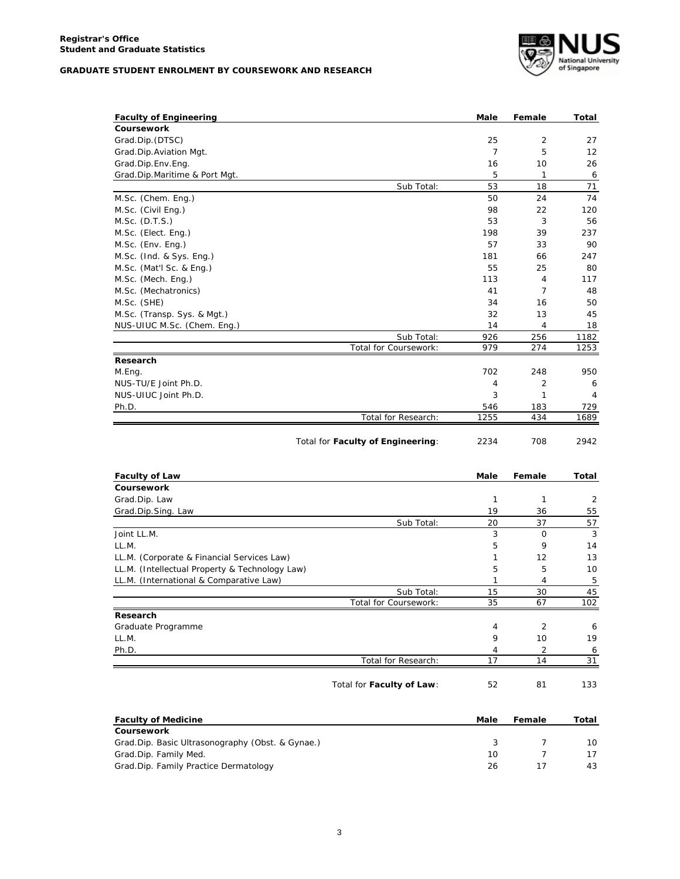**Registrar's Office**
**Student and Graduate Statistics**

**GRADUATE STUDENT ENROLMENT BY COURSEWORK AND RESEARCH**

| Faculty of Engineering | Male | Female | Total |
|---|---|---|---|
| **Coursework** | | | |
| Grad.Dip.(DTSC) | 25 | 2 | 27 |
| Grad.Dip.Aviation Mgt. | 7 | 5 | 12 |
| Grad.Dip.Env.Eng. | 16 | 10 | 26 |
| Grad.Dip.Maritime & Port Mgt. | 5 | 1 | 6 |
| Sub Total: | 53 | 18 | 71 |
| M.Sc. (Chem. Eng.) | 50 | 24 | 74 |
| M.Sc. (Civil Eng.) | 98 | 22 | 120 |
| M.Sc. (D.T.S.) | 53 | 3 | 56 |
| M.Sc. (Elect. Eng.) | 198 | 39 | 237 |
| M.Sc. (Env. Eng.) | 57 | 33 | 90 |
| M.Sc. (Ind. & Sys. Eng.) | 181 | 66 | 247 |
| M.Sc. (Mat'l Sc. & Eng.) | 55 | 25 | 80 |
| M.Sc. (Mech. Eng.) | 113 | 4 | 117 |
| M.Sc. (Mechatronics) | 41 | 7 | 48 |
| M.Sc. (SHE) | 34 | 16 | 50 |
| M.Sc. (Transp. Sys. & Mgt.) | 32 | 13 | 45 |
| NUS-UIUC M.Sc. (Chem. Eng.) | 14 | 4 | 18 |
| Sub Total: | 926 | 256 | 1182 |
| Total for Coursework: | 979 | 274 | 1253 |
| **Research** | | | |
| M.Eng. | 702 | 248 | 950 |
| NUS-TU/E Joint Ph.D. | 4 | 2 | 6 |
| NUS-UIUC Joint Ph.D. | 3 | 1 | 4 |
| Ph.D. | 546 | 183 | 729 |
| Total for Research: | 1255 | 434 | 1689 |
| Total for **Faculty of Engineering**: | 2234 | 708 | 2942 |

| Faculty of Law | Male | Female | Total |
|---|---|---|---|
| **Coursework** | | | |
| Grad.Dip. Law | 1 | 1 | 2 |
| Grad.Dip.Sing. Law | 19 | 36 | 55 |
| Sub Total: | 20 | 37 | 57 |
| Joint LL.M. | 3 | 0 | 3 |
| LL.M. | 5 | 9 | 14 |
| LL.M. (Corporate & Financial Services Law) | 1 | 12 | 13 |
| LL.M. (Intellectual Property & Technology Law) | 5 | 5 | 10 |
| LL.M. (International & Comparative Law) | 1 | 4 | 5 |
| Sub Total: | 15 | 30 | 45 |
| Total for Coursework: | 35 | 67 | 102 |
| **Research** | | | |
| Graduate Programme | 4 | 2 | 6 |
| LL.M. | 9 | 10 | 19 |
| Ph.D. | 4 | 2 | 6 |
| Total for Research: | 17 | 14 | 31 |
| Total for **Faculty of Law**: | 52 | 81 | 133 |

| Faculty of Medicine | Male | Female | Total |
|---|---|---|---|
| **Coursework** | | | |
| Grad.Dip. Basic Ultrasonography (Obst. & Gynae.) | 3 | 7 | 10 |
| Grad.Dip. Family Med. | 10 | 7 | 17 |
| Grad.Dip. Family Practice Dermatology | 26 | 17 | 43 |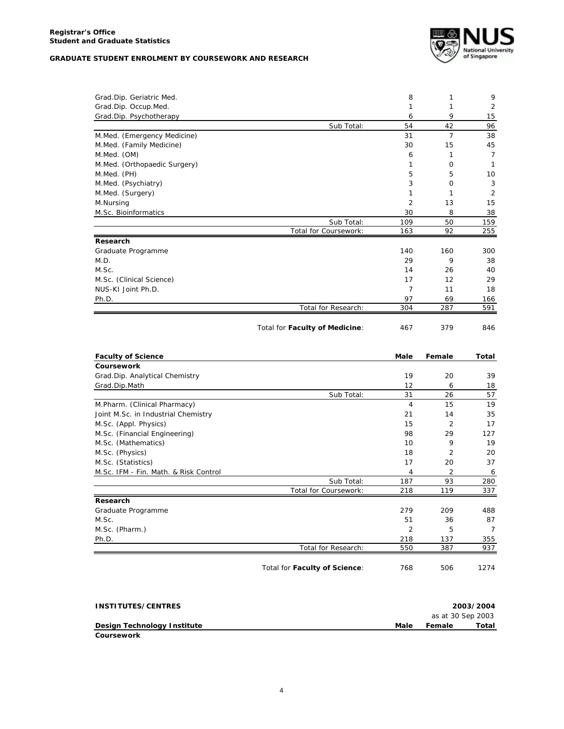| | Male | Female | Total |
|---|---|---|---|
| Grad.Dip. Geriatric Med. | 8 | 1 | 9 |
| Grad.Dip. Occup.Med. | 1 | 1 | 2 |
| Grad.Dip. Psychotherapy | 6 | 9 | 15 |
| Sub Total: | 54 | 42 | 96 |
| M.Med. (Emergency Medicine) | 31 | 7 | 38 |
| M.Med. (Family Medicine) | 30 | 15 | 45 |
| M.Med. (OM) | 6 | 1 | 7 |
| M.Med. (Orthopaedic Surgery) | 1 | 0 | 1 |
| M.Med. (PH) | 5 | 5 | 10 |
| M.Med. (Psychiatry) | 3 | 0 | 3 |
| M.Med. (Surgery) | 1 | 1 | 2 |
| M.Nursing | 2 | 13 | 15 |
| M.Sc. Bioinformatics | 30 | 8 | 38 |
| Sub Total: | 109 | 50 | 159 |
| Total for Coursework: | 163 | 92 | 255 |
| **Research** | | | |
| Graduate Programme | 140 | 160 | 300 |
| M.D. | 29 | 9 | 38 |
| M.Sc. | 14 | 26 | 40 |
| M.Sc. (Clinical Science) | 17 | 12 | 29 |
| NUS-KI Joint Ph.D. | 7 | 11 | 18 |
| Ph.D. | 97 | 69 | 166 |
| Total for Research: | 304 | 287 | 591 |
| Total for **Faculty of Medicine**: | 467 | 379 | 846 |

| **Faculty of Science** | **Male** | **Female** | **Total** |
|---|---|---|---|
| **Coursework** | | | |
| Grad.Dip. Analytical Chemistry | 19 | 20 | 39 |
| Grad.Dip.Math | 12 | 6 | 18 |
| Sub Total: | 31 | 26 | 57 |
| M.Pharm. (Clinical Pharmacy) | 4 | 15 | 19 |
| Joint M.Sc. in Industrial Chemistry | 21 | 14 | 35 |
| M.Sc. (Appl. Physics) | 15 | 2 | 17 |
| M.Sc. (Financial Engineering) | 98 | 29 | 127 |
| M.Sc. (Mathematics) | 10 | 9 | 19 |
| M.Sc. (Physics) | 18 | 2 | 20 |
| M.Sc. (Statistics) | 17 | 20 | 37 |
| M.Sc. IFM - Fin. Math. & Risk Control | 4 | 2 | 6 |
| Sub Total: | 187 | 93 | 280 |
| Total for Coursework: | 218 | 119 | 337 |
| **Research** | | | |
| Graduate Programme | 279 | 209 | 488 |
| M.Sc. | 51 | 36 | 87 |
| M.Sc. (Pharm.) | 2 | 5 | 7 |
| Ph.D. | 218 | 137 | 355 |
| Total for Research: | 550 | 387 | 937 |
| Total for **Faculty of Science**: | 768 | 506 | 1274 |

**INSTITUTES/CENTRES** — **2003/2004**, as at 30 Sep 2003

| **Design Technology Institute** | **Male** | **Female** | **Total** |
|---|---|---|---|
| **Coursework** | | | |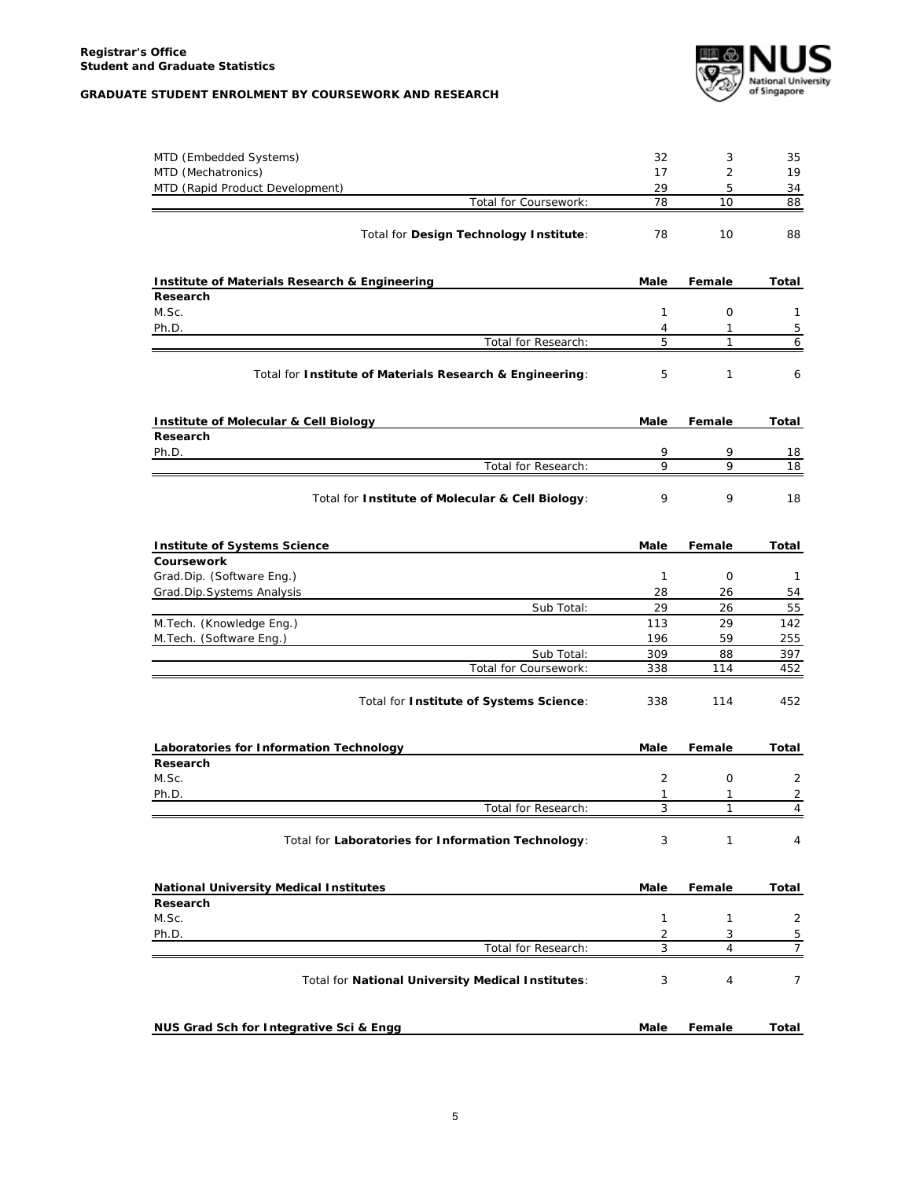| | Male | Female | Total |
|---|---|---|---|
| MTD (Embedded Systems) | 32 | 3 | 35 |
| MTD (Mechatronics) | 17 | 2 | 19 |
| MTD (Rapid Product Development) | 29 | 5 | 34 |
| Total for Coursework: | 78 | 10 | 88 |

Total for **Design Technology Institute**: 78 | 10 | 88

| **Institute of Materials Research & Engineering** | **Male** | **Female** | **Total** |
|---|---|---|---|
| **Research** | | | |
| M.Sc. | 1 | 0 | 1 |
| Ph.D. | 4 | 1 | 5 |
| Total for Research: | 5 | 1 | 6 |

Total for **Institute of Materials Research & Engineering**: 5 | 1 | 6

| **Institute of Molecular & Cell Biology** | **Male** | **Female** | **Total** |
|---|---|---|---|
| **Research** | | | |
| Ph.D. | 9 | 9 | 18 |
| Total for Research: | 9 | 9 | 18 |

Total for **Institute of Molecular & Cell Biology**: 9 | 9 | 18

| **Institute of Systems Science** | **Male** | **Female** | **Total** |
|---|---|---|---|
| **Coursework** | | | |
| Grad.Dip. (Software Eng.) | 1 | 0 | 1 |
| Grad.Dip.Systems Analysis | 28 | 26 | 54 |
| Sub Total: | 29 | 26 | 55 |
| M.Tech. (Knowledge Eng.) | 113 | 29 | 142 |
| M.Tech. (Software Eng.) | 196 | 59 | 255 |
| Sub Total: | 309 | 88 | 397 |
| Total for Coursework: | 338 | 114 | 452 |

Total for **Institute of Systems Science**: 338 | 114 | 452

| **Laboratories for Information Technology** | **Male** | **Female** | **Total** |
|---|---|---|---|
| **Research** | | | |
| M.Sc. | 2 | 0 | 2 |
| Ph.D. | 1 | 1 | 2 |
| Total for Research: | 3 | 1 | 4 |

Total for **Laboratories for Information Technology**: 3 | 1 | 4

| **National University Medical Institutes** | **Male** | **Female** | **Total** |
|---|---|---|---|
| **Research** | | | |
| M.Sc. | 1 | 1 | 2 |
| Ph.D. | 2 | 3 | 5 |
| Total for Research: | 3 | 4 | 7 |

Total for **National University Medical Institutes**: 3 | 4 | 7

| **NUS Grad Sch for Integrative Sci & Engg** | **Male** | **Female** | **Total** |
|---|---|---|---|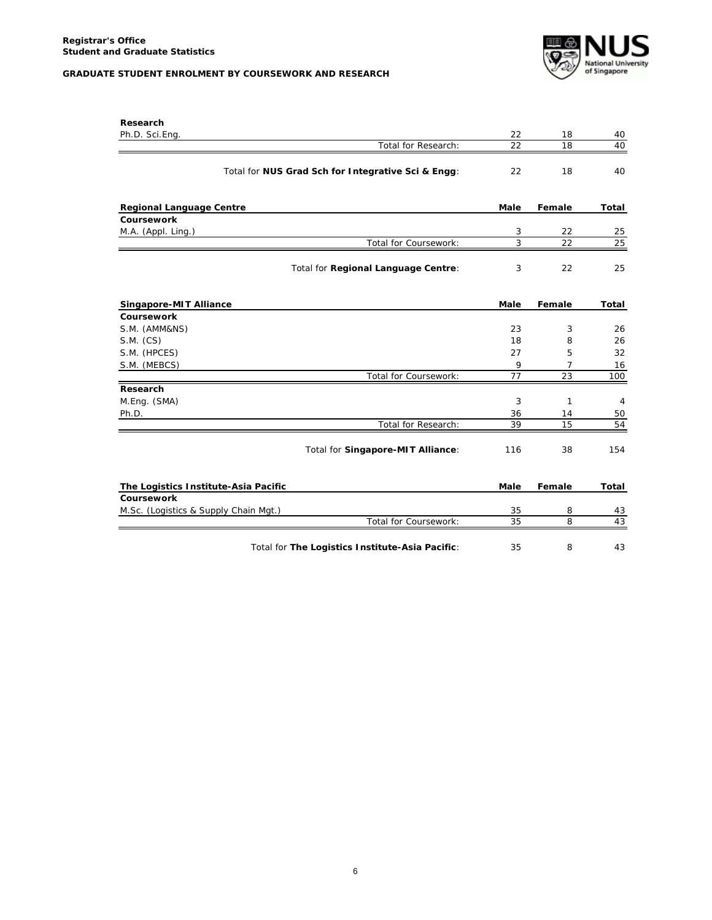**Registrar's Office**
**Student and Graduate Statistics**

**GRADUATE STUDENT ENROLMENT BY COURSEWORK AND RESEARCH**

| | | | |
|---|---|---|---|
| **Research** | | | |
| Ph.D. Sci.Eng. | 22 | 18 | 40 |
| Total for Research: | 22 | 18 | 40 |
| Total for **NUS Grad Sch for Integrative Sci & Engg**: | 22 | 18 | 40 |

| **Regional Language Centre** | **Male** | **Female** | **Total** |
|---|---|---|---|
| **Coursework** | | | |
| M.A. (Appl. Ling.) | 3 | 22 | 25 |
| Total for Coursework: | 3 | 22 | 25 |
| Total for **Regional Language Centre**: | 3 | 22 | 25 |

| **Singapore-MIT Alliance** | **Male** | **Female** | **Total** |
|---|---|---|---|
| **Coursework** | | | |
| S.M. (AMM&NS) | 23 | 3 | 26 |
| S.M. (CS) | 18 | 8 | 26 |
| S.M. (HPCES) | 27 | 5 | 32 |
| S.M. (MEBCS) | 9 | 7 | 16 |
| Total for Coursework: | 77 | 23 | 100 |
| **Research** | | | |
| M.Eng. (SMA) | 3 | 1 | 4 |
| Ph.D. | 36 | 14 | 50 |
| Total for Research: | 39 | 15 | 54 |
| Total for **Singapore-MIT Alliance**: | 116 | 38 | 154 |

| **The Logistics Institute-Asia Pacific** | **Male** | **Female** | **Total** |
|---|---|---|---|
| **Coursework** | | | |
| M.Sc. (Logistics & Supply Chain Mgt.) | 35 | 8 | 43 |
| Total for Coursework: | 35 | 8 | 43 |
| Total for **The Logistics Institute-Asia Pacific**: | 35 | 8 | 43 |